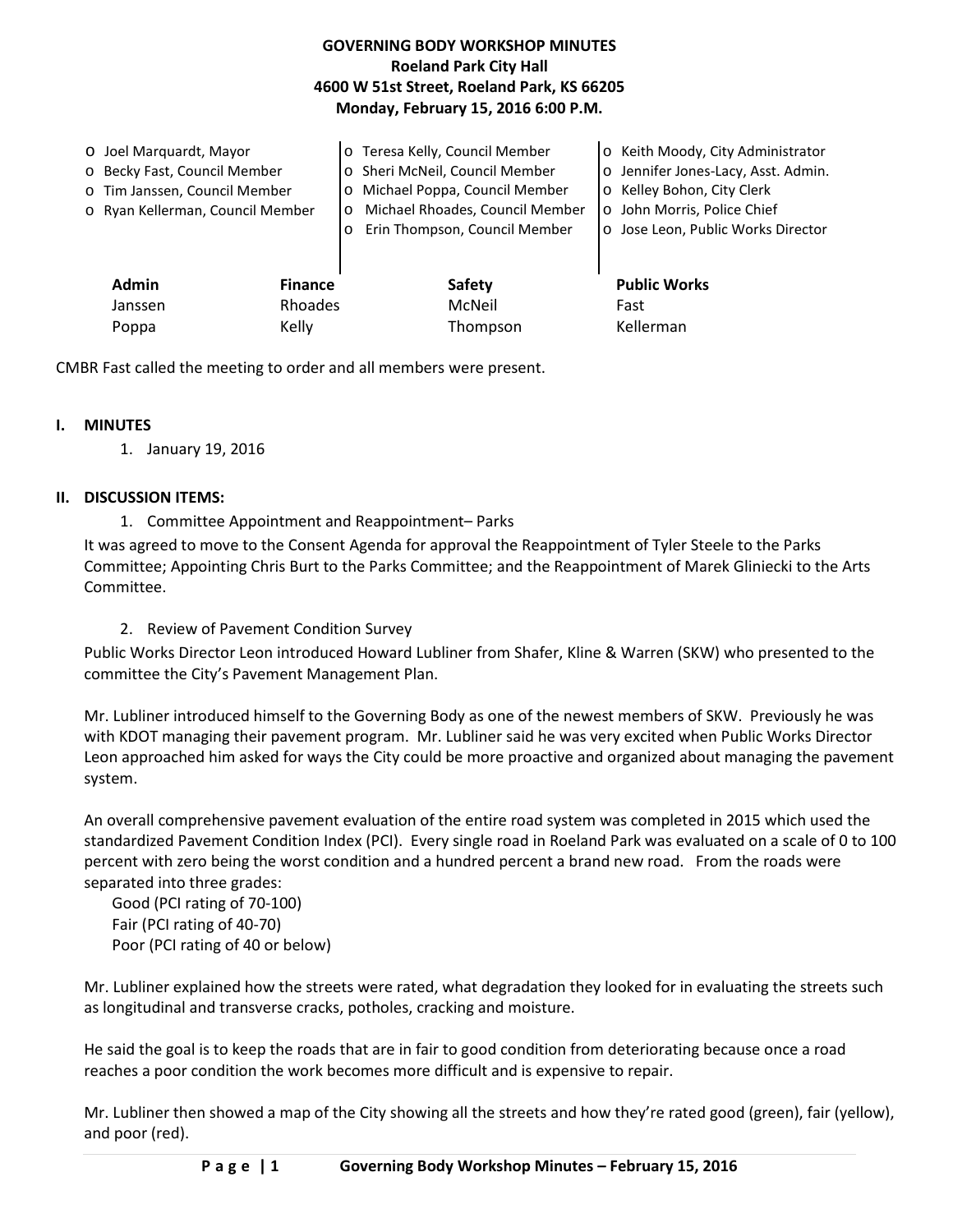# GOVERNING BODY WORKSHOP MINUTES

**Roeland Park City Hall**
**4600 W 51st Street, Roeland Park, KS 66205**
**Monday, February 15, 2016 6:00 P.M.**

- Joel Marquardt, Mayor
- Becky Fast, Council Member
- Tim Janssen, Council Member
- Ryan Kellerman, Council Member
- Teresa Kelly, Council Member
- Sheri McNeil, Council Member
- Michael Poppa, Council Member
- Michael Rhoades, Council Member
- Erin Thompson, Council Member
- Keith Moody, City Administrator
- Jennifer Jones-Lacy, Asst. Admin.
- Kelley Bohon, City Clerk
- John Morris, Police Chief
- Jose Leon, Public Works Director

| Admin | Finance | Safety | Public Works |
|---|---|---|---|
| Janssen | Rhoades | McNeil | Fast |
| Poppa | Kelly | Thompson | Kellerman |

CMBR Fast called the meeting to order and all members were present.

## I. MINUTES

1. January 19, 2016

## II. DISCUSSION ITEMS:

1. Committee Appointment and Reappointment– Parks

It was agreed to move to the Consent Agenda for approval the Reappointment of Tyler Steele to the Parks Committee; Appointing Chris Burt to the Parks Committee; and the Reappointment of Marek Gliniecki to the Arts Committee.

2. Review of Pavement Condition Survey

Public Works Director Leon introduced Howard Lubliner from Shafer, Kline & Warren (SKW) who presented to the committee the City's Pavement Management Plan.

Mr. Lubliner introduced himself to the Governing Body as one of the newest members of SKW. Previously he was with KDOT managing their pavement program. Mr. Lubliner said he was very excited when Public Works Director Leon approached him asked for ways the City could be more proactive and organized about managing the pavement system.

An overall comprehensive pavement evaluation of the entire road system was completed in 2015 which used the standardized Pavement Condition Index (PCI). Every single road in Roeland Park was evaluated on a scale of 0 to 100 percent with zero being the worst condition and a hundred percent a brand new road. From the roads were separated into three grades:

Good (PCI rating of 70-100)
Fair (PCI rating of 40-70)
Poor (PCI rating of 40 or below)

Mr. Lubliner explained how the streets were rated, what degradation they looked for in evaluating the streets such as longitudinal and transverse cracks, potholes, cracking and moisture.

He said the goal is to keep the roads that are in fair to good condition from deteriorating because once a road reaches a poor condition the work becomes more difficult and is expensive to repair.

Mr. Lubliner then showed a map of the City showing all the streets and how they're rated good (green), fair (yellow), and poor (red).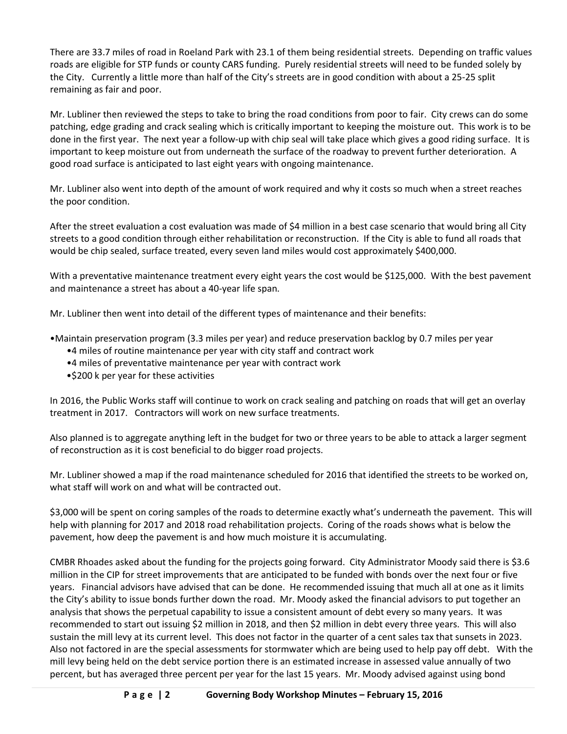There are 33.7 miles of road in Roeland Park with 23.1 of them being residential streets. Depending on traffic values roads are eligible for STP funds or county CARS funding. Purely residential streets will need to be funded solely by the City. Currently a little more than half of the City's streets are in good condition with about a 25-25 split remaining as fair and poor.

Mr. Lubliner then reviewed the steps to take to bring the road conditions from poor to fair. City crews can do some patching, edge grading and crack sealing which is critically important to keeping the moisture out. This work is to be done in the first year. The next year a follow-up with chip seal will take place which gives a good riding surface. It is important to keep moisture out from underneath the surface of the roadway to prevent further deterioration. A good road surface is anticipated to last eight years with ongoing maintenance.

Mr. Lubliner also went into depth of the amount of work required and why it costs so much when a street reaches the poor condition.

After the street evaluation a cost evaluation was made of $4 million in a best case scenario that would bring all City streets to a good condition through either rehabilitation or reconstruction. If the City is able to fund all roads that would be chip sealed, surface treated, every seven land miles would cost approximately $400,000.

With a preventative maintenance treatment every eight years the cost would be $125,000. With the best pavement and maintenance a street has about a 40-year life span.

Mr. Lubliner then went into detail of the different types of maintenance and their benefits:

- Maintain preservation program (3.3 miles per year) and reduce preservation backlog by 0.7 miles per year
  - 4 miles of routine maintenance per year with city staff and contract work
  - 4 miles of preventative maintenance per year with contract work
  - $200 k per year for these activities

In 2016, the Public Works staff will continue to work on crack sealing and patching on roads that will get an overlay treatment in 2017. Contractors will work on new surface treatments.

Also planned is to aggregate anything left in the budget for two or three years to be able to attack a larger segment of reconstruction as it is cost beneficial to do bigger road projects.

Mr. Lubliner showed a map if the road maintenance scheduled for 2016 that identified the streets to be worked on, what staff will work on and what will be contracted out.

$3,000 will be spent on coring samples of the roads to determine exactly what's underneath the pavement. This will help with planning for 2017 and 2018 road rehabilitation projects. Coring of the roads shows what is below the pavement, how deep the pavement is and how much moisture it is accumulating.

CMBR Rhoades asked about the funding for the projects going forward. City Administrator Moody said there is $3.6 million in the CIP for street improvements that are anticipated to be funded with bonds over the next four or five years. Financial advisors have advised that can be done. He recommended issuing that much all at one as it limits the City's ability to issue bonds further down the road. Mr. Moody asked the financial advisors to put together an analysis that shows the perpetual capability to issue a consistent amount of debt every so many years. It was recommended to start out issuing $2 million in 2018, and then $2 million in debt every three years. This will also sustain the mill levy at its current level. This does not factor in the quarter of a cent sales tax that sunsets in 2023. Also not factored in are the special assessments for stormwater which are being used to help pay off debt. With the mill levy being held on the debt service portion there is an estimated increase in assessed value annually of two percent, but has averaged three percent per year for the last 15 years. Mr. Moody advised against using bond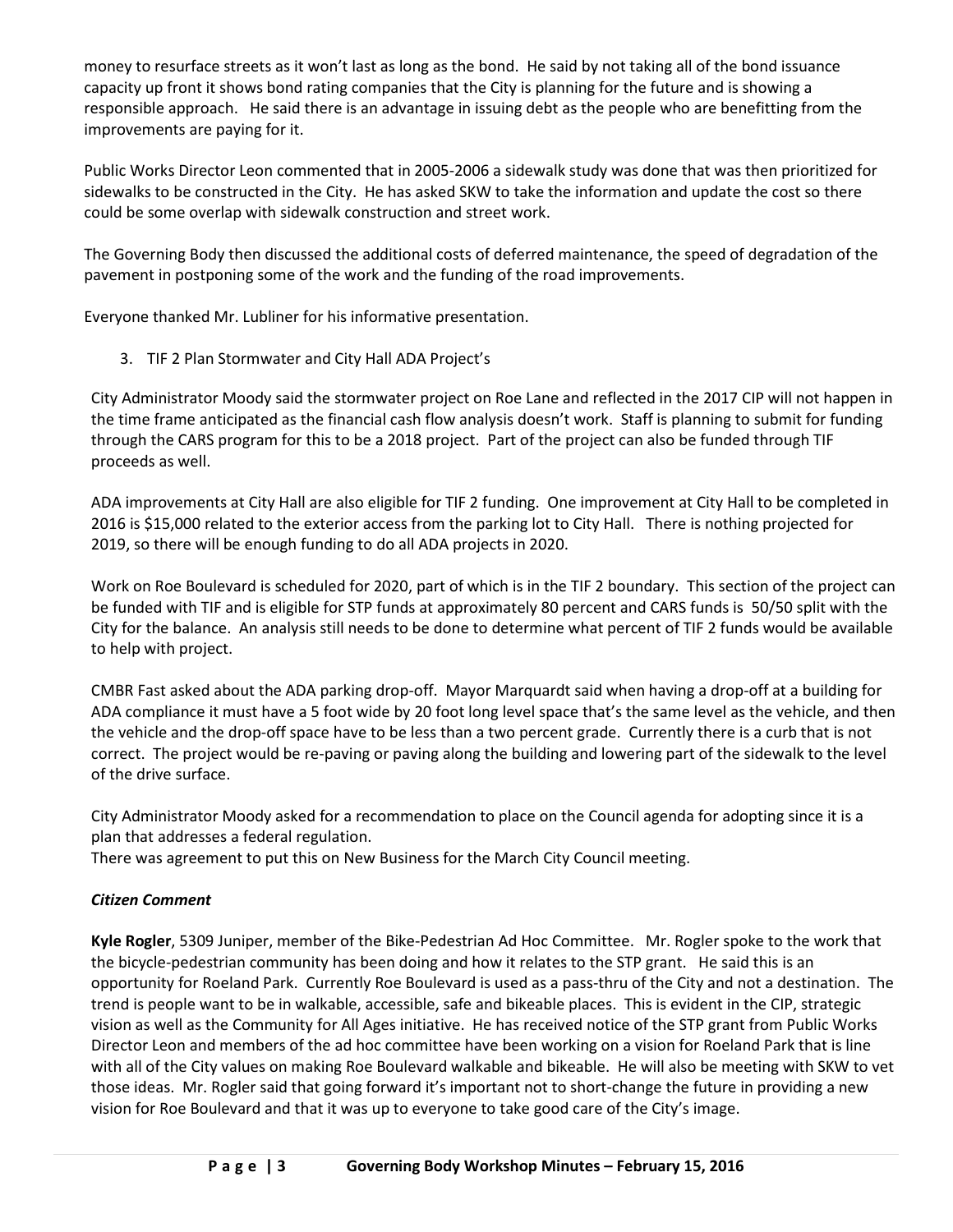money to resurface streets as it won't last as long as the bond. He said by not taking all of the bond issuance capacity up front it shows bond rating companies that the City is planning for the future and is showing a responsible approach. He said there is an advantage in issuing debt as the people who are benefitting from the improvements are paying for it.

Public Works Director Leon commented that in 2005-2006 a sidewalk study was done that was then prioritized for sidewalks to be constructed in the City. He has asked SKW to take the information and update the cost so there could be some overlap with sidewalk construction and street work.

The Governing Body then discussed the additional costs of deferred maintenance, the speed of degradation of the pavement in postponing some of the work and the funding of the road improvements.

Everyone thanked Mr. Lubliner for his informative presentation.

3. TIF 2 Plan Stormwater and City Hall ADA Project's

City Administrator Moody said the stormwater project on Roe Lane and reflected in the 2017 CIP will not happen in the time frame anticipated as the financial cash flow analysis doesn't work. Staff is planning to submit for funding through the CARS program for this to be a 2018 project. Part of the project can also be funded through TIF proceeds as well.

ADA improvements at City Hall are also eligible for TIF 2 funding. One improvement at City Hall to be completed in 2016 is $15,000 related to the exterior access from the parking lot to City Hall. There is nothing projected for 2019, so there will be enough funding to do all ADA projects in 2020.

Work on Roe Boulevard is scheduled for 2020, part of which is in the TIF 2 boundary. This section of the project can be funded with TIF and is eligible for STP funds at approximately 80 percent and CARS funds is 50/50 split with the City for the balance. An analysis still needs to be done to determine what percent of TIF 2 funds would be available to help with project.

CMBR Fast asked about the ADA parking drop-off. Mayor Marquardt said when having a drop-off at a building for ADA compliance it must have a 5 foot wide by 20 foot long level space that's the same level as the vehicle, and then the vehicle and the drop-off space have to be less than a two percent grade. Currently there is a curb that is not correct. The project would be re-paving or paving along the building and lowering part of the sidewalk to the level of the drive surface.

City Administrator Moody asked for a recommendation to place on the Council agenda for adopting since it is a plan that addresses a federal regulation.
There was agreement to put this on New Business for the March City Council meeting.

***Citizen Comment***

**Kyle Rogler**, 5309 Juniper, member of the Bike-Pedestrian Ad Hoc Committee. Mr. Rogler spoke to the work that the bicycle-pedestrian community has been doing and how it relates to the STP grant. He said this is an opportunity for Roeland Park. Currently Roe Boulevard is used as a pass-thru of the City and not a destination. The trend is people want to be in walkable, accessible, safe and bikeable places. This is evident in the CIP, strategic vision as well as the Community for All Ages initiative. He has received notice of the STP grant from Public Works Director Leon and members of the ad hoc committee have been working on a vision for Roeland Park that is line with all of the City values on making Roe Boulevard walkable and bikeable. He will also be meeting with SKW to vet those ideas. Mr. Rogler said that going forward it's important not to short-change the future in providing a new vision for Roe Boulevard and that it was up to everyone to take good care of the City's image.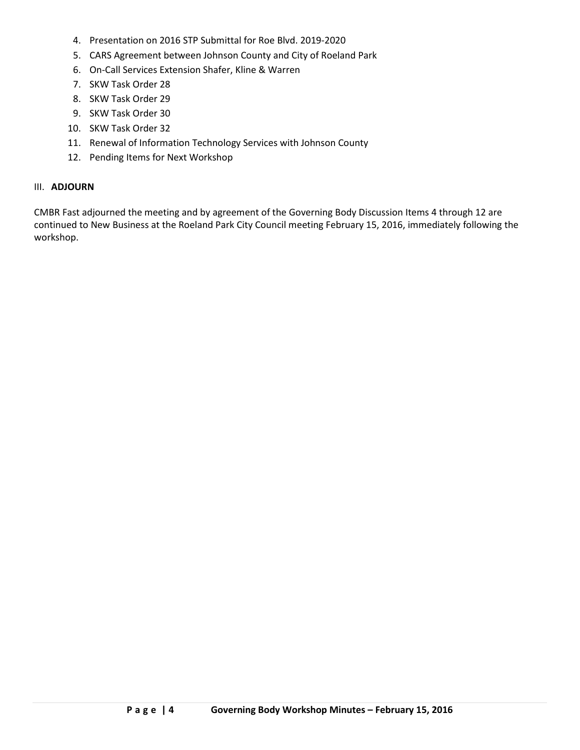4. Presentation on 2016 STP Submittal for Roe Blvd. 2019-2020
5. CARS Agreement between Johnson County and City of Roeland Park
6. On-Call Services Extension Shafer, Kline & Warren
7. SKW Task Order 28
8. SKW Task Order 29
9. SKW Task Order 30
10. SKW Task Order 32
11. Renewal of Information Technology Services with Johnson County
12. Pending Items for Next Workshop

III. **ADJOURN**

CMBR Fast adjourned the meeting and by agreement of the Governing Body Discussion Items 4 through 12 are continued to New Business at the Roeland Park City Council meeting February 15, 2016, immediately following the workshop.